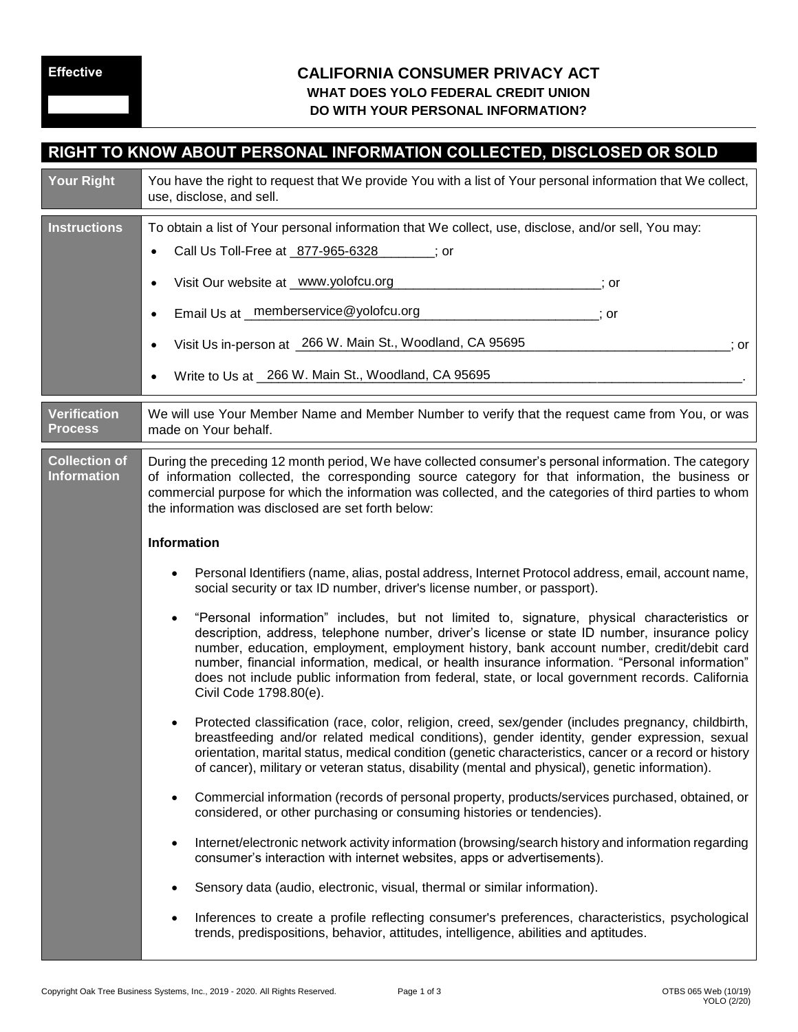**Effective**

# CALIFORNIA CONSUMER PRIVACY ACT

## WHAT DOES YOLO FEDERAL CREDIT UNION DO WITH YOUR PERSONAL INFORMATION?

## RIGHT TO KNOW ABOUT PERSONAL INFORMATION COLLECTED, DISCLOSED OR SOLD

| | |
|---|---|
| **Your Right** | You have the right to request that We provide You with a list of Your personal information that We collect, use, disclose, and sell. |
| **Instructions** | To obtain a list of Your personal information that We collect, use, disclose, and/or sell, You may:<br>• Call Us Toll-Free at 877-965-6328; or<br>• Visit Our website at www.yolofcu.org; or<br>• Email Us at memberservice@yolofcu.org; or<br>• Visit Us in-person at 266 W. Main St., Woodland, CA 95695; or<br>• Write to Us at 266 W. Main St., Woodland, CA 95695. |
| **Verification Process** | We will use Your Member Name and Member Number to verify that the request came from You, or was made on Your behalf. |
| **Collection of Information** | During the preceding 12 month period, We have collected consumer's personal information. The category of information collected, the corresponding source category for that information, the business or commercial purpose for which the information was collected, and the categories of third parties to whom the information was disclosed are set forth below:<br><br>**Information**<br><br>• Personal Identifiers (name, alias, postal address, Internet Protocol address, email, account name, social security or tax ID number, driver's license number, or passport).<br><br>• "Personal information" includes, but not limited to, signature, physical characteristics or description, address, telephone number, driver's license or state ID number, insurance policy number, education, employment, employment history, bank account number, credit/debit card number, financial information, medical, or health insurance information. "Personal information" does not include public information from federal, state, or local government records. California Civil Code 1798.80(e).<br><br>• Protected classification (race, color, religion, creed, sex/gender (includes pregnancy, childbirth, breastfeeding and/or related medical conditions), gender identity, gender expression, sexual orientation, marital status, medical condition (genetic characteristics, cancer or a record or history of cancer), military or veteran status, disability (mental and physical), genetic information).<br><br>• Commercial information (records of personal property, products/services purchased, obtained, or considered, or other purchasing or consuming histories or tendencies).<br><br>• Internet/electronic network activity information (browsing/search history and information regarding consumer's interaction with internet websites, apps or advertisements).<br><br>• Sensory data (audio, electronic, visual, thermal or similar information).<br><br>• Inferences to create a profile reflecting consumer's preferences, characteristics, psychological trends, predispositions, behavior, attitudes, intelligence, abilities and aptitudes. |

Copyright Oak Tree Business Systems, Inc., 2019 - 2020. All Rights Reserved. OTBS 065 Web (10/19) YOLO (2/20)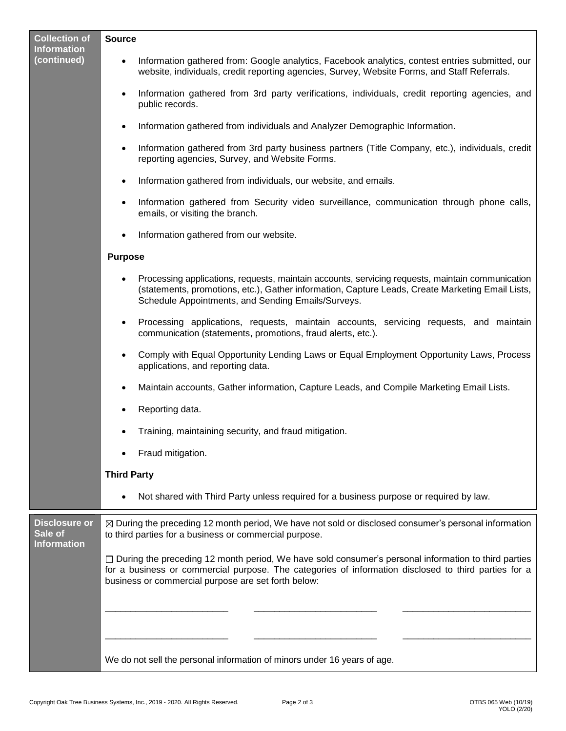## Collection of Information (continued)

**Source**

- Information gathered from: Google analytics, Facebook analytics, contest entries submitted, our website, individuals, credit reporting agencies, Survey, Website Forms, and Staff Referrals.
- Information gathered from 3rd party verifications, individuals, credit reporting agencies, and public records.
- Information gathered from individuals and Analyzer Demographic Information.
- Information gathered from 3rd party business partners (Title Company, etc.), individuals, credit reporting agencies, Survey, and Website Forms.
- Information gathered from individuals, our website, and emails.
- Information gathered from Security video surveillance, communication through phone calls, emails, or visiting the branch.
- Information gathered from our website.

**Purpose**

- Processing applications, requests, maintain accounts, servicing requests, maintain communication (statements, promotions, etc.), Gather information, Capture Leads, Create Marketing Email Lists, Schedule Appointments, and Sending Emails/Surveys.
- Processing applications, requests, maintain accounts, servicing requests, and maintain communication (statements, promotions, fraud alerts, etc.).
- Comply with Equal Opportunity Lending Laws or Equal Employment Opportunity Laws, Process applications, and reporting data.
- Maintain accounts, Gather information, Capture Leads, and Compile Marketing Email Lists.
- Reporting data.
- Training, maintaining security, and fraud mitigation.
- Fraud mitigation.

**Third Party**

- Not shared with Third Party unless required for a business purpose or required by law.

## Disclosure or Sale of Information

☒ During the preceding 12 month period, We have not sold or disclosed consumer's personal information to third parties for a business or commercial purpose.

☐ During the preceding 12 month period, We have sold consumer's personal information to third parties for a business or commercial purpose. The categories of information disclosed to third parties for a business or commercial purpose are set forth below:

________________________ ________________________ ________________________

________________________ ________________________ ________________________

We do not sell the personal information of minors under 16 years of age.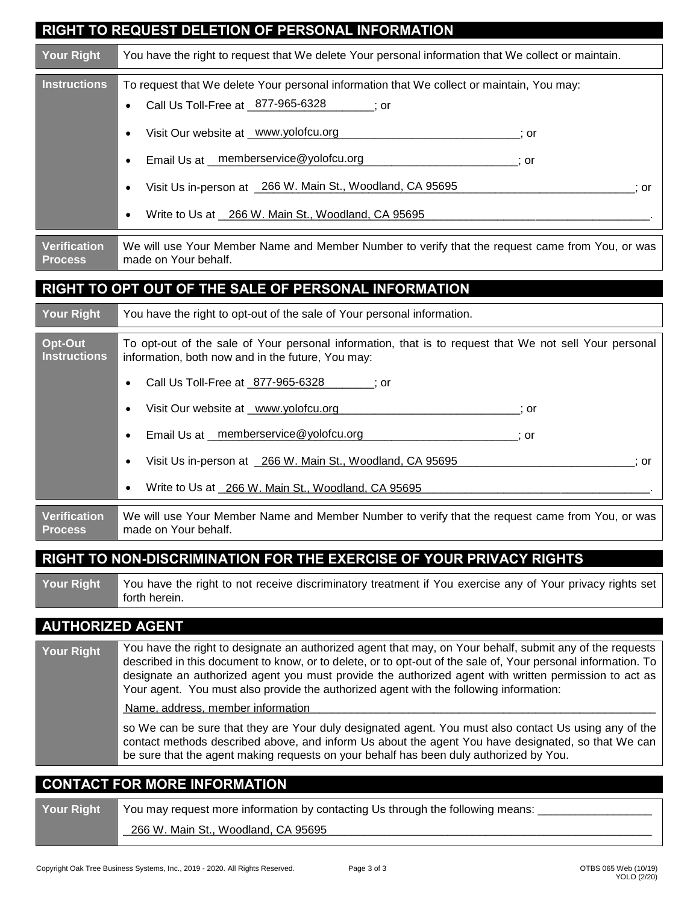## RIGHT TO REQUEST DELETION OF PERSONAL INFORMATION

| | |
|---|---|
| **Your Right** | You have the right to request that We delete Your personal information that We collect or maintain. |
| **Instructions** | To request that We delete Your personal information that We collect or maintain, You may:<br>• Call Us Toll-Free at 877-965-6328; or<br>• Visit Our website at www.yolofcu.org; or<br>• Email Us at memberservice@yolofcu.org; or<br>• Visit Us in-person at 266 W. Main St., Woodland, CA 95695; or<br>• Write to Us at 266 W. Main St., Woodland, CA 95695. |
| **Verification Process** | We will use Your Member Name and Member Number to verify that the request came from You, or was made on Your behalf. |

## RIGHT TO OPT OUT OF THE SALE OF PERSONAL INFORMATION

| | |
|---|---|
| **Your Right** | You have the right to opt-out of the sale of Your personal information. |
| **Opt-Out Instructions** | To opt-out of the sale of Your personal information, that is to request that We not sell Your personal information, both now and in the future, You may:<br>• Call Us Toll-Free at 877-965-6328; or<br>• Visit Our website at www.yolofcu.org; or<br>• Email Us at memberservice@yolofcu.org; or<br>• Visit Us in-person at 266 W. Main St., Woodland, CA 95695; or<br>• Write to Us at 266 W. Main St., Woodland, CA 95695. |
| **Verification Process** | We will use Your Member Name and Member Number to verify that the request came from You, or was made on Your behalf. |

## RIGHT TO NON-DISCRIMINATION FOR THE EXERCISE OF YOUR PRIVACY RIGHTS

| | |
|---|---|
| **Your Right** | You have the right to not receive discriminatory treatment if You exercise any of Your privacy rights set forth herein. |

## AUTHORIZED AGENT

| | |
|---|---|
| **Your Right** | You have the right to designate an authorized agent that may, on Your behalf, submit any of the requests described in this document to know, or to delete, or to opt-out of the sale, Your personal information. To designate an authorized agent you must provide the authorized agent with written permission to act as Your agent. You must also provide the authorized agent with the following information:<br>Name, address, member information<br>so We can be sure that they are Your duly designated agent. You must also contact Us using any of the contact methods described above, and inform Us about the agent You have designated, so that We can be sure that the agent making requests on your behalf has been duly authorized by You. |

## CONTACT FOR MORE INFORMATION

| | |
|---|---|
| **Your Right** | You may request more information by contacting Us through the following means:<br>266 W. Main St., Woodland, CA 95695 |

Copyright Oak Tree Business Systems, Inc., 2019 - 2020. All Rights Reserved.

OTBS 065 Web (10/19)
YOLO (2/20)